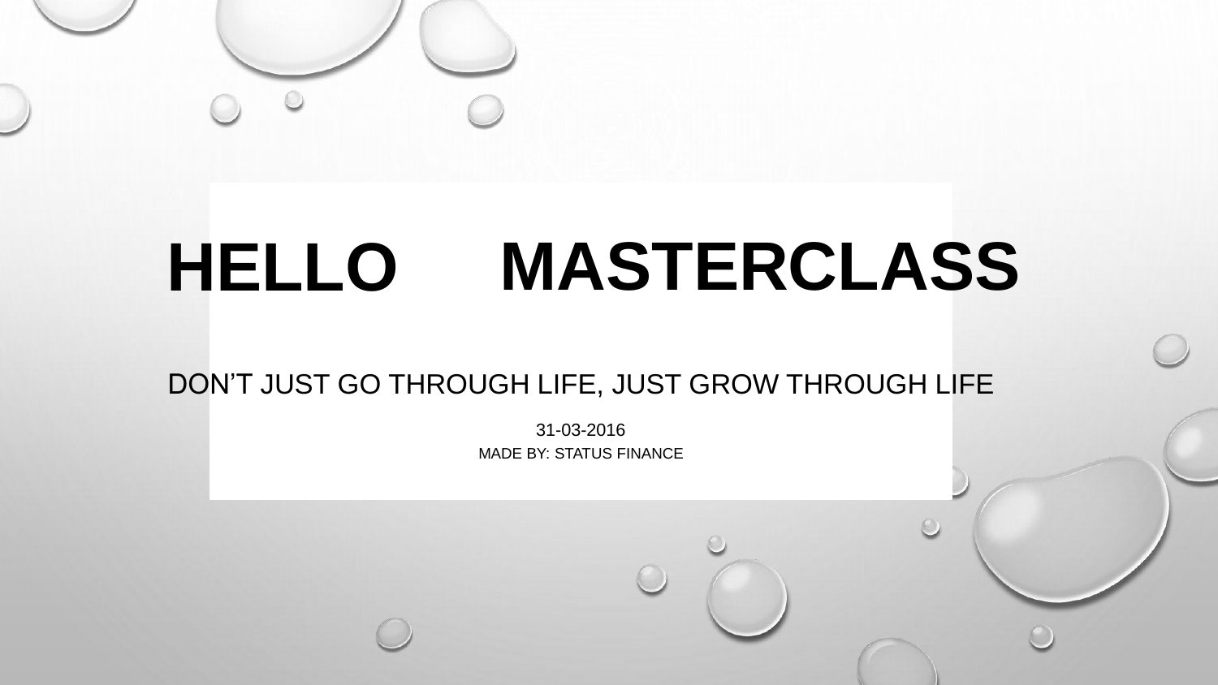# HELLO MASTERCLASS

DON'T JUST GO THROUGH LIFE, JUST GROW THROUGH LIFE

31-03-2016

MADE BY: STATUS FINANCE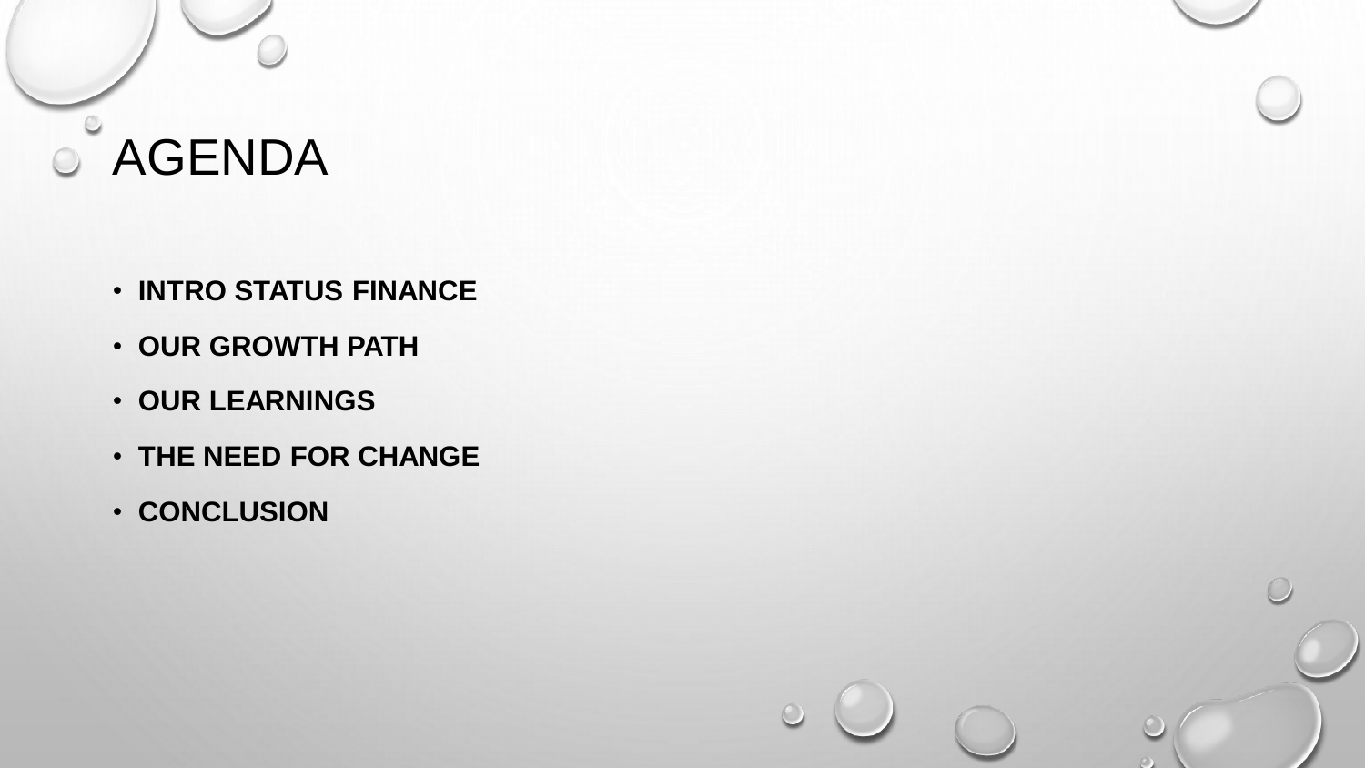# AGENDA

- **INTRO STATUS FINANCE**
- **OUR GROWTH PATH**
- **OUR LEARNINGS**
- **THE NEED FOR CHANGE**
- **CONCLUSION**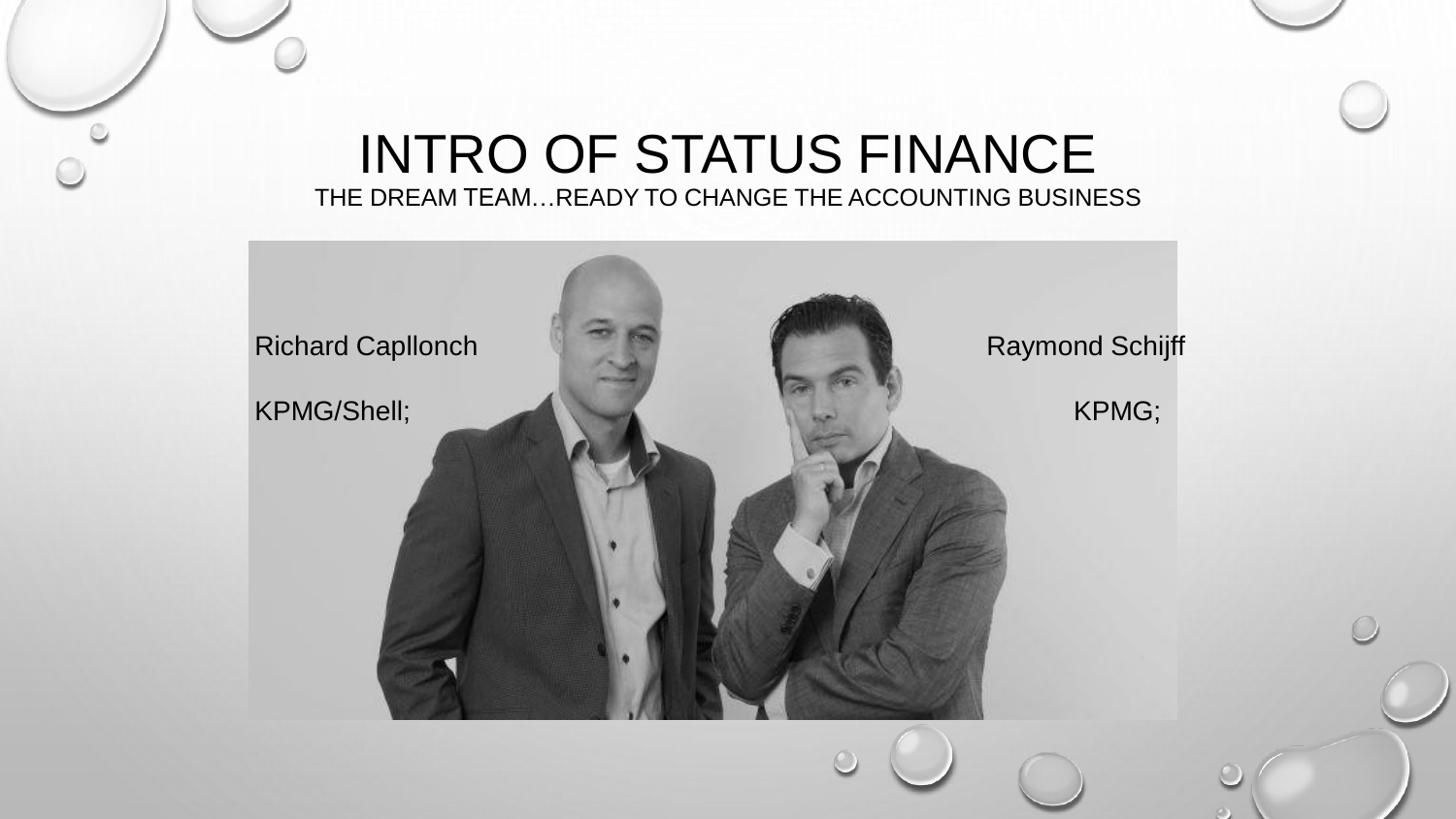# INTRO OF STATUS FINANCE

THE DREAM TEAM…READY TO CHANGE THE ACCOUNTING BUSINESS

Richard Capllonch

KPMG/Shell;

Raymond Schijff

KPMG;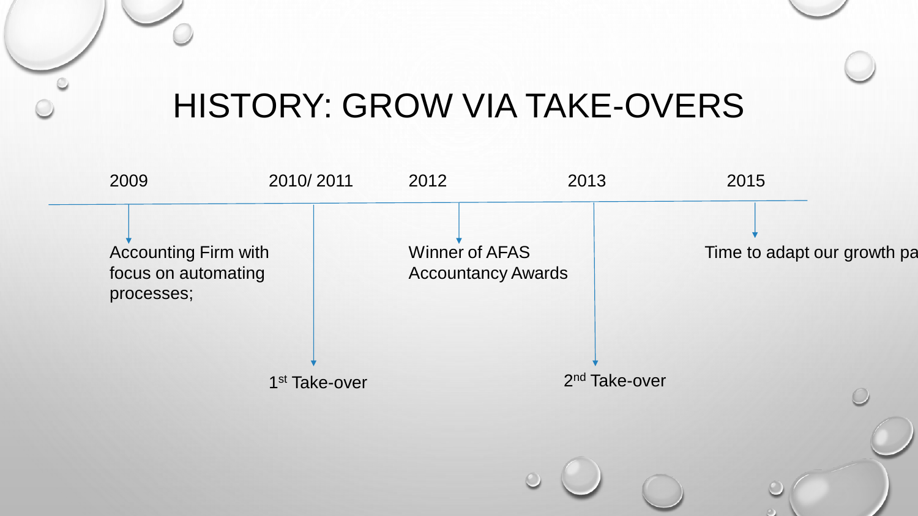# HISTORY: GROW VIA TAKE-OVERS

- **2009** – Accounting Firm with focus on automating processes;
- **2010/ 2011** – 1st Take-over
- **2012** – Winner of AFAS Accountancy Awards
- **2013** – 2nd Take-over
- **2015** – Time to adapt our growth pa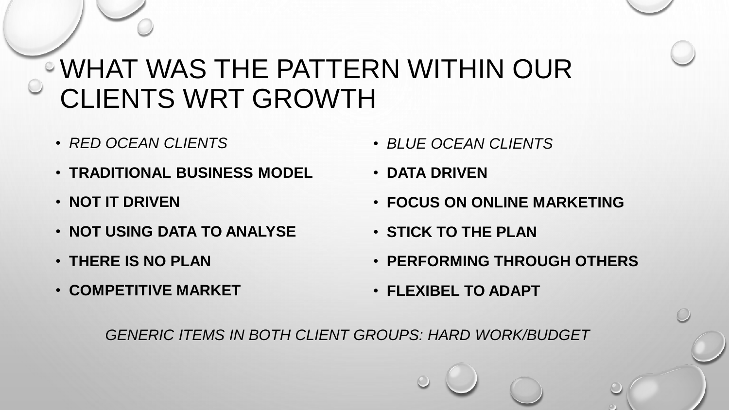# WHAT WAS THE PATTERN WITHIN OUR CLIENTS WRT GROWTH

- *RED OCEAN CLIENTS*
- **TRADITIONAL BUSINESS MODEL**
- **NOT IT DRIVEN**
- **NOT USING DATA TO ANALYSE**
- **THERE IS NO PLAN**
- **COMPETITIVE MARKET**

- *BLUE OCEAN CLIENTS*
- **DATA DRIVEN**
- **FOCUS ON ONLINE MARKETING**
- **STICK TO THE PLAN**
- **PERFORMING THROUGH OTHERS**
- **FLEXIBEL TO ADAPT**

*GENERIC ITEMS IN BOTH CLIENT GROUPS: HARD WORK/BUDGET*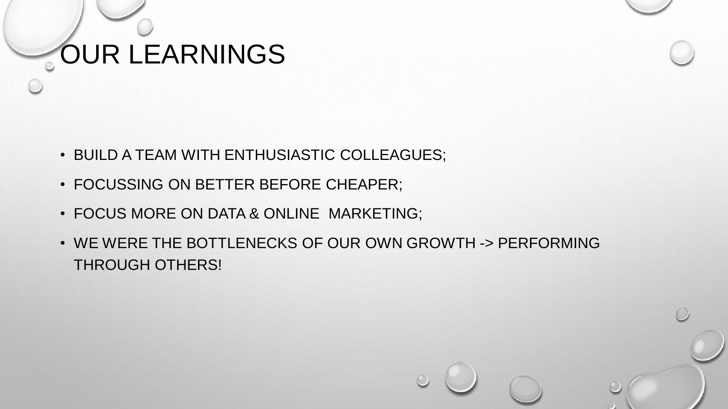# OUR LEARNINGS

- BUILD A TEAM WITH ENTHUSIASTIC COLLEAGUES;
- FOCUSSING ON BETTER BEFORE CHEAPER;
- FOCUS MORE ON DATA & ONLINE MARKETING;
- WE WERE THE BOTTLENECKS OF OUR OWN GROWTH -> PERFORMING THROUGH OTHERS!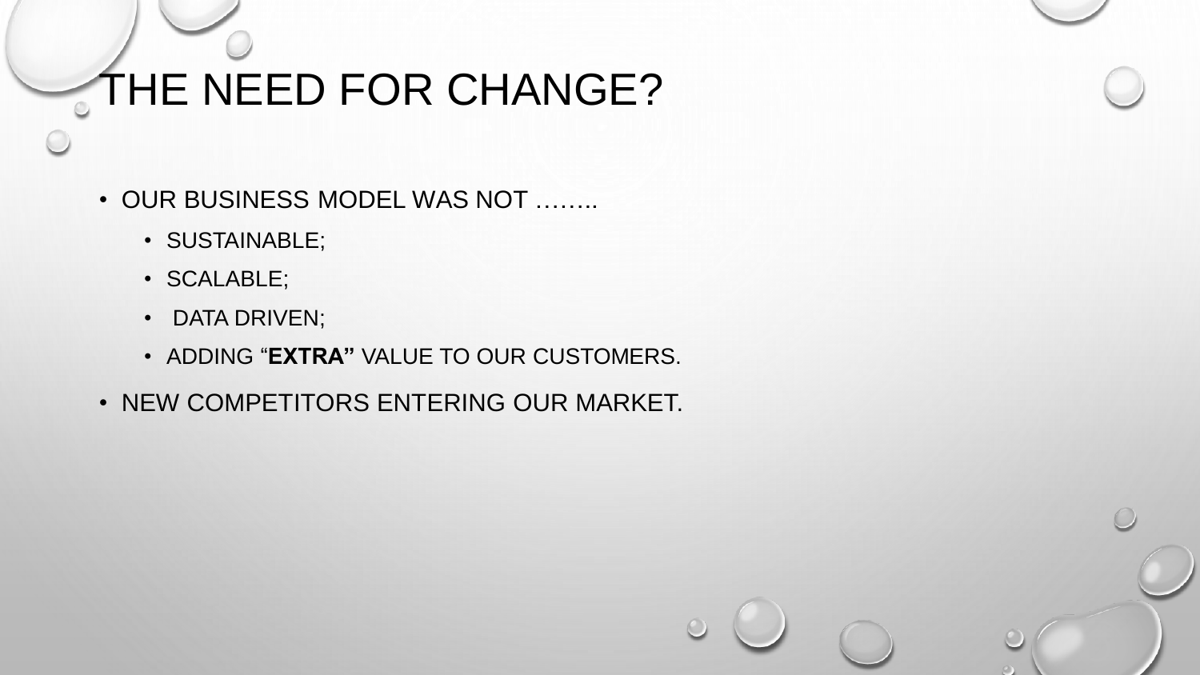# THE NEED FOR CHANGE?

- OUR BUSINESS MODEL WAS NOT ……..
  - SUSTAINABLE;
  - SCALABLE;
  - DATA DRIVEN;
  - ADDING "**EXTRA"** VALUE TO OUR CUSTOMERS.
- NEW COMPETITORS ENTERING OUR MARKET.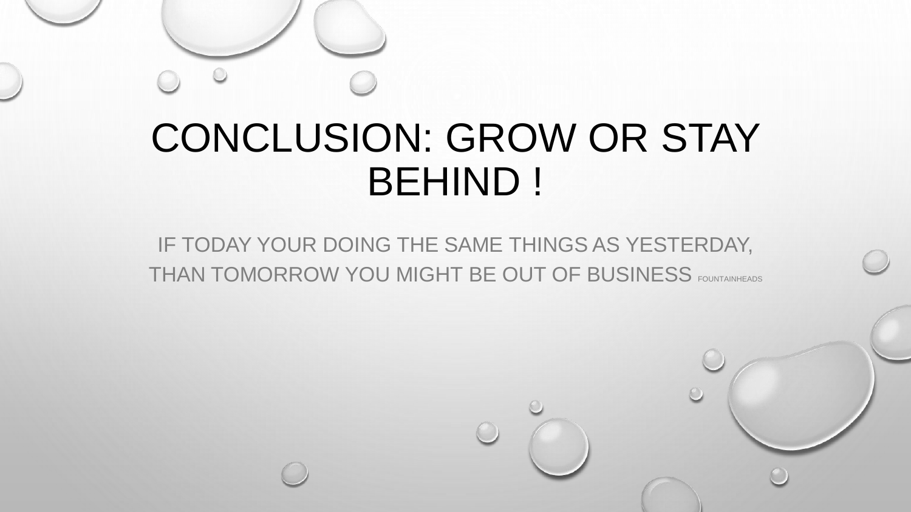# CONCLUSION: GROW OR STAY BEHIND !

IF TODAY YOUR DOING THE SAME THINGS AS YESTERDAY, THAN TOMORROW YOU MIGHT BE OUT OF BUSINESS FOUNTAINHEADS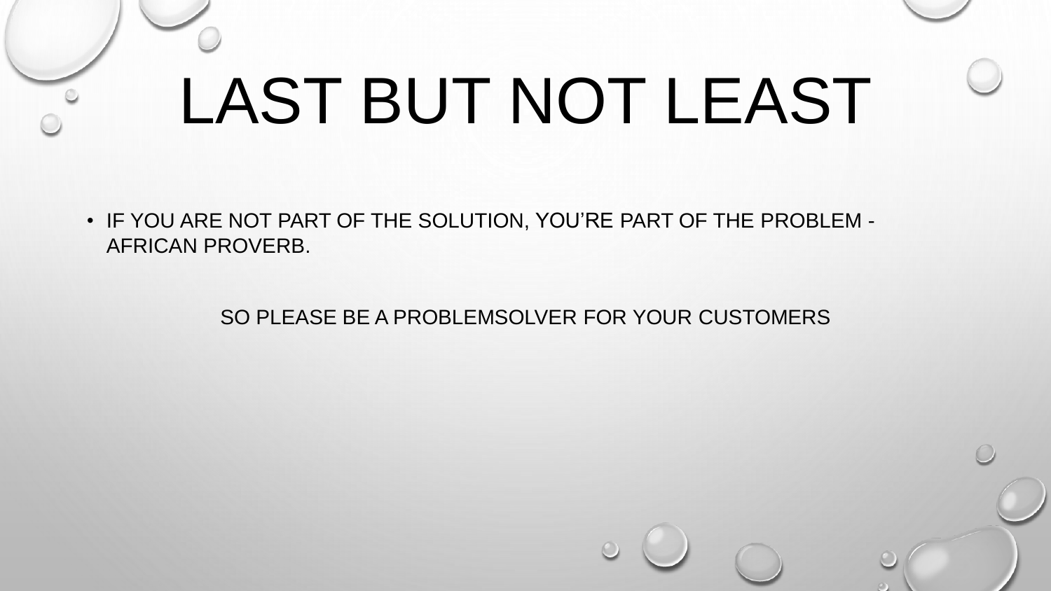# LAST BUT NOT LEAST

- IF YOU ARE NOT PART OF THE SOLUTION, YOU'RE PART OF THE PROBLEM - AFRICAN PROVERB.

SO PLEASE BE A PROBLEMSOLVER FOR YOUR CUSTOMERS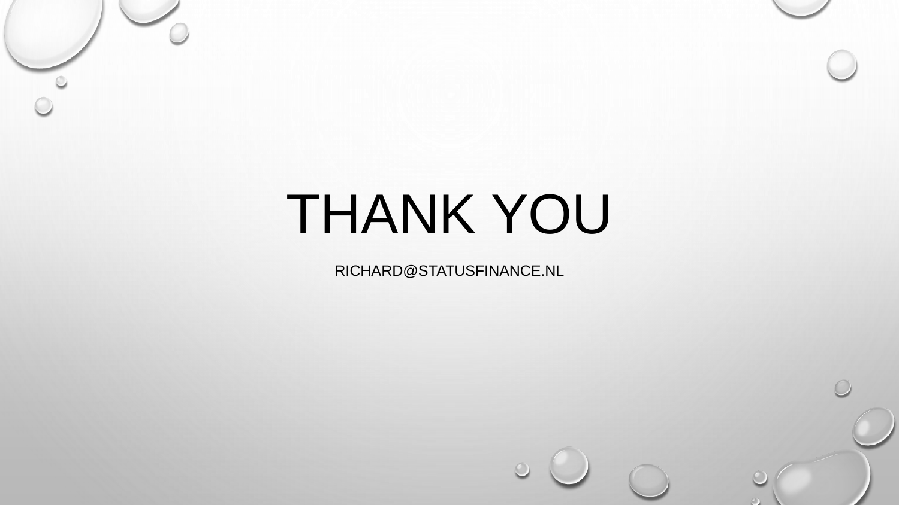# THANK YOU

RICHARD@STATUSFINANCE.NL